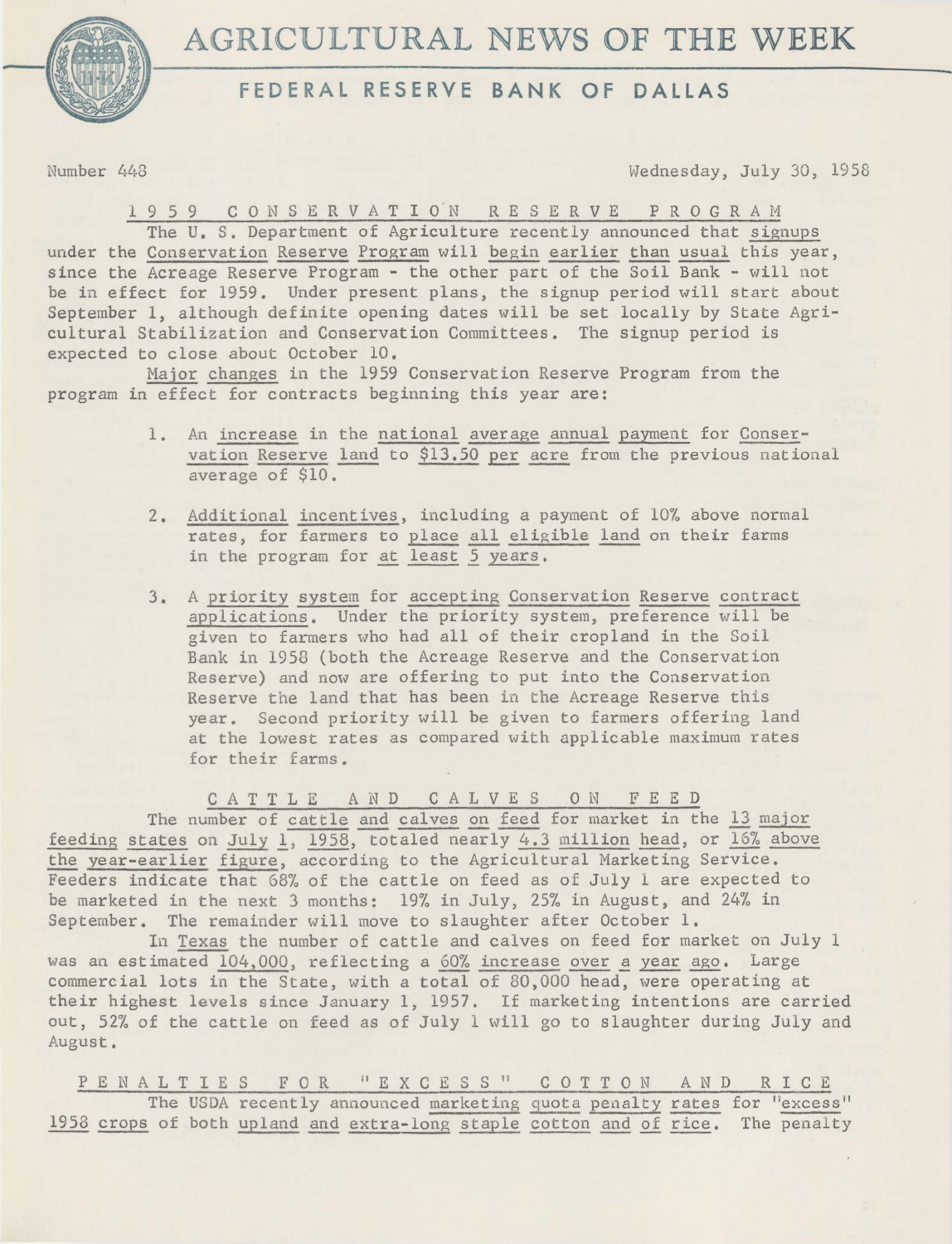# AGRICULTURAL NEWS OF THE WEEK

## FEDERAL RESERVE BANK OF DALLAS

Number 448 Wednesday, July 30, 1958

### 1959 CONSERVATION RESERVE PROGRAM

The U. S. Department of Agriculture recently announced that signups under the Conservation Reserve Program will begin earlier than usual this year, since the Acreage Reserve Program - the other part of the Soil Bank - will not be in effect for 1959. Under present plans, the signup period will start about September 1, although definite opening dates will be set locally by State Agricultural Stabilization and Conservation Committees. The signup period is expected to close about October 10.

Major changes in the 1959 Conservation Reserve Program from the program in effect for contracts beginning this year are:

1. An increase in the national average annual payment for Conservation Reserve land to $13.50 per acre from the previous national average of $10.

2. Additional incentives, including a payment of 10% above normal rates, for farmers to place all eligible land on their farms in the program for at least 5 years.

3. A priority system for accepting Conservation Reserve contract applications. Under the priority system, preference will be given to farmers who had all of their cropland in the Soil Bank in 1958 (both the Acreage Reserve and the Conservation Reserve) and now are offering to put into the Conservation Reserve the land that has been in the Acreage Reserve this year. Second priority will be given to farmers offering land at the lowest rates as compared with applicable maximum rates for their farms.

### CATTLE AND CALVES ON FEED

The number of cattle and calves on feed for market in the 13 major feeding states on July 1, 1958, totaled nearly 4.3 million head, or 16% above the year-earlier figure, according to the Agricultural Marketing Service. Feeders indicate that 68% of the cattle on feed as of July 1 are expected to be marketed in the next 3 months: 19% in July, 25% in August, and 24% in September. The remainder will move to slaughter after October 1.

In Texas the number of cattle and calves on feed for market on July 1 was an estimated 104,000, reflecting a 60% increase over a year ago. Large commercial lots in the State, with a total of 80,000 head, were operating at their highest levels since January 1, 1957. If marketing intentions are carried out, 52% of the cattle on feed as of July 1 will go to slaughter during July and August.

### PENALTIES FOR "EXCESS" COTTON AND RICE

The USDA recently announced marketing quota penalty rates for "excess" 1958 crops of both upland and extra-long staple cotton and of rice. The penalty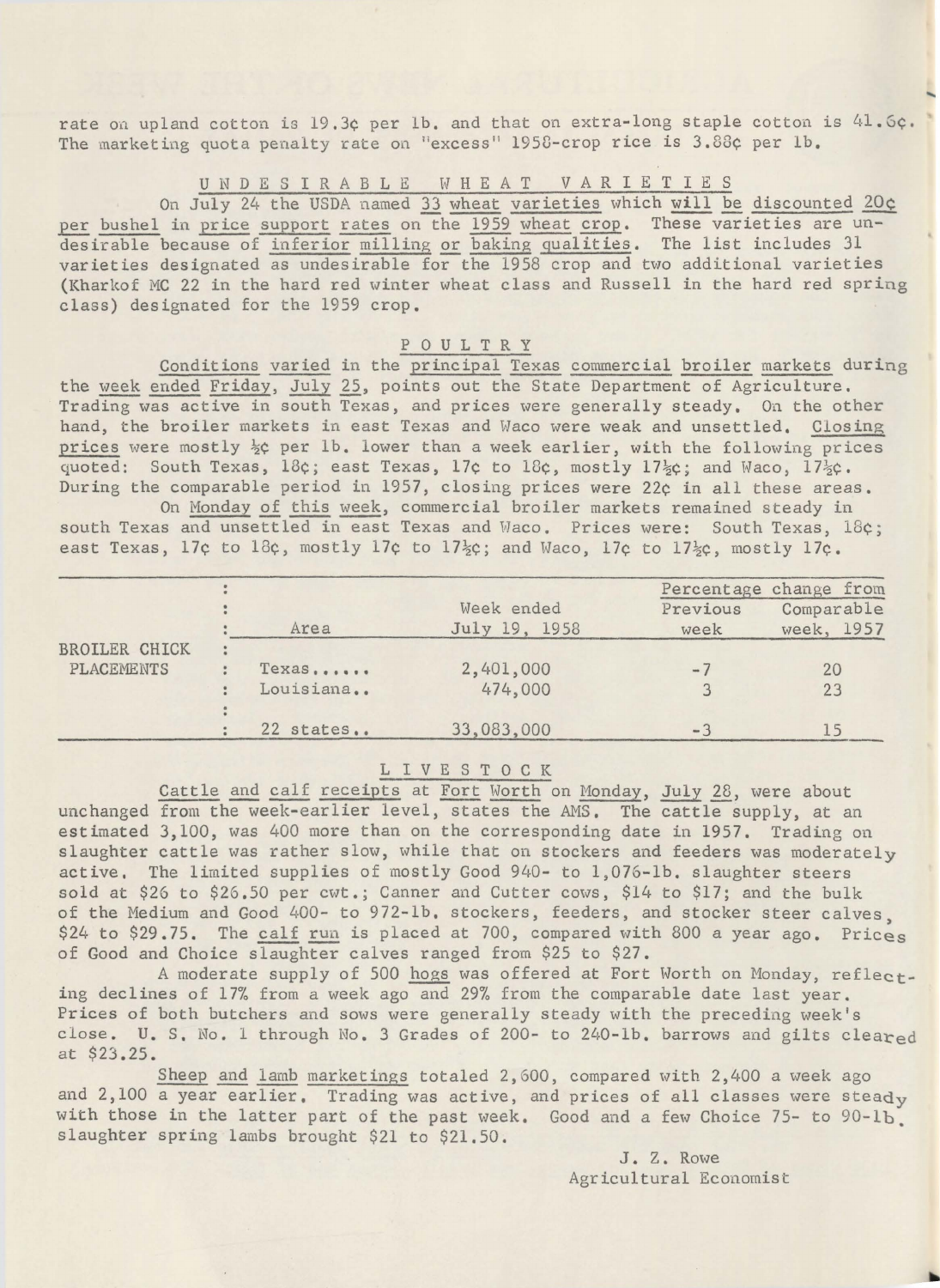rate on upland cotton is 19.3¢ per lb. and that on extra-long staple cotton is 41.6¢. The marketing quota penalty rate on "excess" 1958-crop rice is 3.88¢ per lb.

## UNDESIRABLE WHEAT VARIETIES

On July 24 the USDA named 33 wheat varieties which will be discounted 20¢ per bushel in price support rates on the 1959 wheat crop. These varieties are undesirable because of inferior milling or baking qualities. The list includes 31 varieties designated as undesirable for the 1958 crop and two additional varieties (Kharkof MC 22 in the hard red winter wheat class and Russell in the hard red spring class) designated for the 1959 crop.

## POULTRY

Conditions varied in the principal Texas commercial broiler markets during the week ended Friday, July 25, points out the State Department of Agriculture. Trading was active in south Texas, and prices were generally steady. On the other hand, the broiler markets in east Texas and Waco were weak and unsettled. Closing prices were mostly ½¢ per lb. lower than a week earlier, with the following prices quoted: South Texas, 18¢; east Texas, 17¢ to 18¢, mostly 17½¢; and Waco, 17½¢. During the comparable period in 1957, closing prices were 22¢ in all these areas.

On Monday of this week, commercial broiler markets remained steady in south Texas and unsettled in east Texas and Waco. Prices were: South Texas, 18¢; east Texas, 17¢ to 18¢, mostly 17¢ to 17½¢; and Waco, 17¢ to 17½¢, mostly 17¢.

| | Area | Week ended July 19, 1958 | Percentage change from Previous week | Comparable week, 1957 |
|---|---|---|---|---|
| BROILER CHICK PLACEMENTS | Texas...... | 2,401,000 | -7 | 20 |
| | Louisiana.. | 474,000 | 3 | 23 |
| | 22 states.. | 33,083,000 | -3 | 15 |

## LIVESTOCK

Cattle and calf receipts at Fort Worth on Monday, July 28, were about unchanged from the week-earlier level, states the AMS. The cattle supply, at an estimated 3,100, was 400 more than on the corresponding date in 1957. Trading on slaughter cattle was rather slow, while that on stockers and feeders was moderately active. The limited supplies of mostly Good 940- to 1,076-lb. slaughter steers sold at $26 to $26.50 per cwt.; Canner and Cutter cows, $14 to $17; and the bulk of the Medium and Good 400- to 972-lb. stockers, feeders, and stocker steer calves, $24 to $29.75. The calf run is placed at 700, compared with 800 a year ago. Prices of Good and Choice slaughter calves ranged from $25 to $27.

A moderate supply of 500 hogs was offered at Fort Worth on Monday, reflecting declines of 17% from a week ago and 29% from the comparable date last year. Prices of both butchers and sows were generally steady with the preceding week's close. U. S. No. 1 through No. 3 Grades of 200- to 240-lb. barrows and gilts cleared at $23.25.

Sheep and lamb marketings totaled 2,600, compared with 2,400 a week ago and 2,100 a year earlier. Trading was active, and prices of all classes were steady with those in the latter part of the past week. Good and a few Choice 75- to 90-lb. slaughter spring lambs brought $21 to $21.50.

J. Z. Rowe
Agricultural Economist